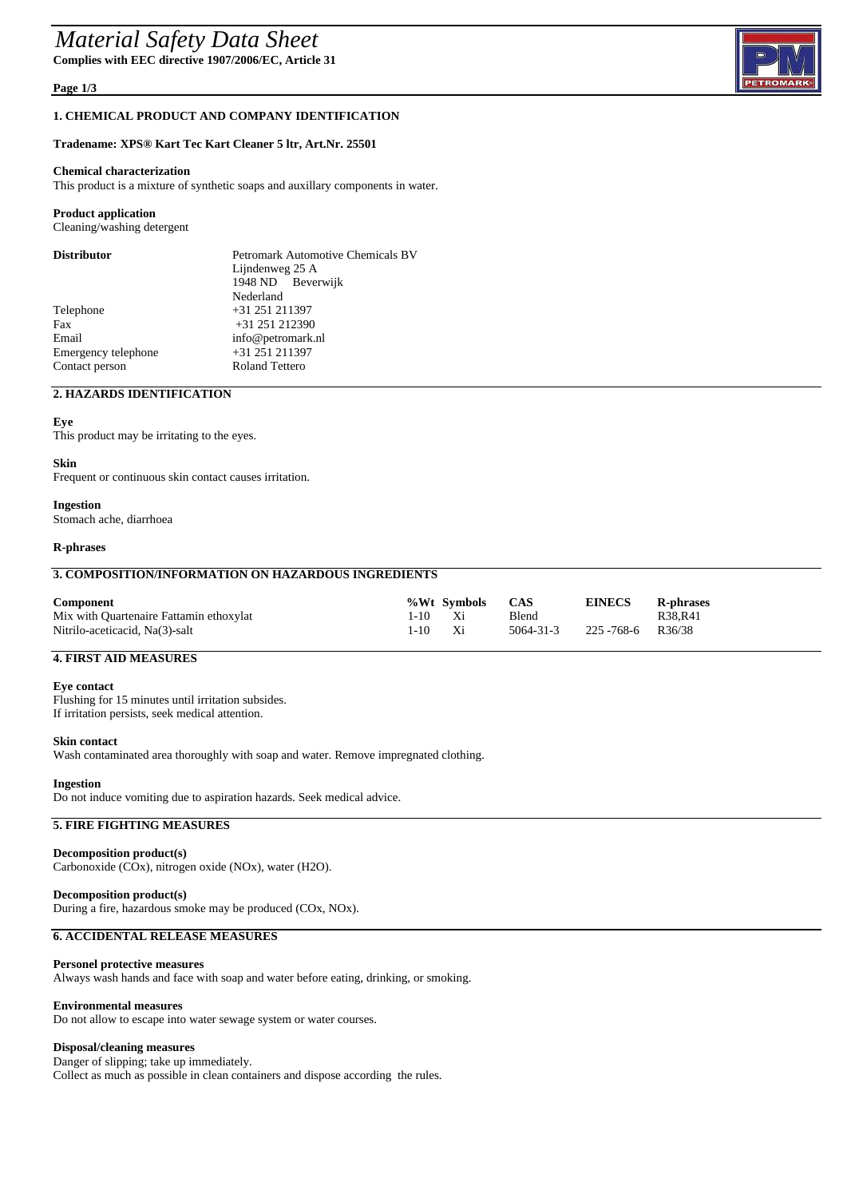# *Material Safety Data Sheet*

**Complies with EEC directive 1907/2006/EC, Article 31**

## 1. CHEMICAL PRODUCT AND COMPANY IDENTIFICATION

**Tradename: XPS® Kart Tec Kart Cleaner 5 ltr, Art.Nr. 25501**

**Chemical characterization**
This product is a mixture of synthetic soaps and auxillary components in water.

**Product application**
Cleaning/washing detergent

| | |
|---|---|
| **Distributor** | Petromark Automotive Chemicals BV<br>Lijndenweg 25 A<br>1948 ND Beverwijk<br>Nederland |
| Telephone | +31 251 211397 |
| Fax | +31 251 212390 |
| Email | info@petromark.nl |
| Emergency telephone | +31 251 211397 |
| Contact person | Roland Tettero |

## 2. HAZARDS IDENTIFICATION

**Eye**
This product may be irritating to the eyes.

**Skin**
Frequent or continuous skin contact causes irritation.

**Ingestion**
Stomach ache, diarrhoea

**R-phrases**

## 3. COMPOSITION/INFORMATION ON HAZARDOUS INGREDIENTS

| Component | %Wt | Symbols | CAS | EINECS | R-phrases |
|---|---|---|---|---|---|
| Mix with Quartenaire Fattamin ethoxylat | 1-10 | Xi | Blend | | R38,R41 |
| Nitrilo-aceticacid, Na(3)-salt | 1-10 | Xi | 5064-31-3 | 225 -768-6 | R36/38 |

## 4. FIRST AID MEASURES

**Eye contact**
Flushing for 15 minutes until irritation subsides.
If irritation persists, seek medical attention.

**Skin contact**
Wash contaminated area thoroughly with soap and water. Remove impregnated clothing.

**Ingestion**
Do not induce vomiting due to aspiration hazards. Seek medical advice.

## 5. FIRE FIGHTING MEASURES

**Decomposition product(s)**
Carbonoxide (COx), nitrogen oxide (NOx), water ($H_2O$).

**Decomposition product(s)**
During a fire, hazardous smoke may be produced (COx, NOx).

## 6. ACCIDENTAL RELEASE MEASURES

**Personel protective measures**
Always wash hands and face with soap and water before eating, drinking, or smoking.

**Environmental measures**
Do not allow to escape into water sewage system or water courses.

**Disposal/cleaning measures**
Danger of slipping; take up immediately.
Collect as much as possible in clean containers and dispose according the rules.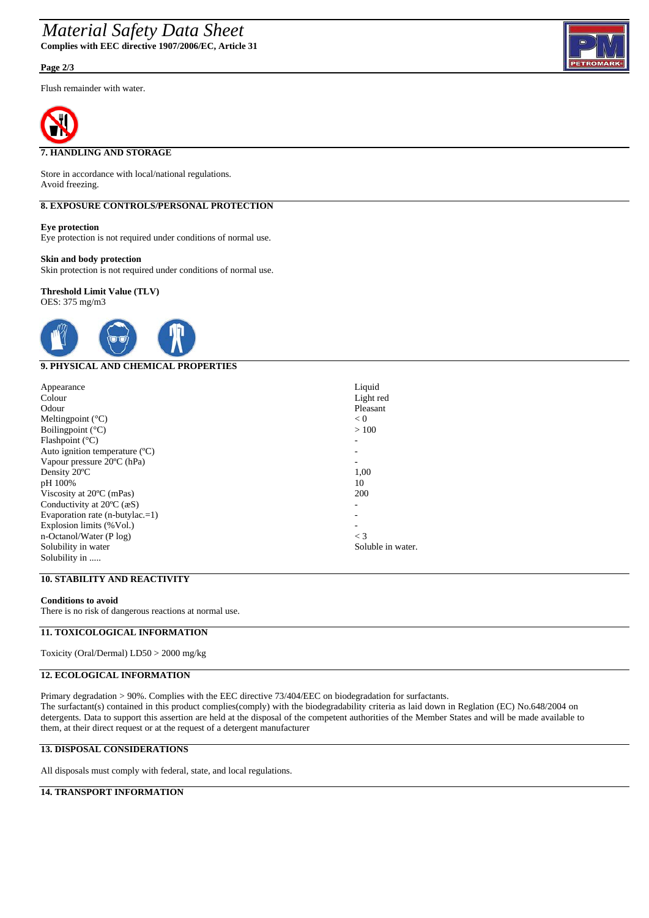Flush remainder with water.

## 7. HANDLING AND STORAGE

Store in accordance with local/national regulations.
Avoid freezing.

## 8. EXPOSURE CONTROLS/PERSONAL PROTECTION

**Eye protection**
Eye protection is not required under conditions of normal use.

**Skin and body protection**
Skin protection is not required under conditions of normal use.

**Threshold Limit Value (TLV)**
OES: 375 mg/m3

## 9. PHYSICAL AND CHEMICAL PROPERTIES

| | |
|---|---|
| Appearance | Liquid |
| Colour | Light red |
| Odour | Pleasant |
| Meltingpoint (°C) | < 0 |
| Boilingpoint (°C) | > 100 |
| Flashpoint (°C) | - |
| Auto ignition temperature (ºC) | - |
| Vapour pressure 20ºC (hPa) | - |
| Density 20ºC | 1,00 |
| pH 100% | 10 |
| Viscosity at 20ºC (mPas) | 200 |
| Conductivity at 20ºC (æS) | - |
| Evaporation rate (n-butylac.=1) | - |
| Explosion limits (%Vol.) | - |
| n-Octanol/Water (P log) | < 3 |
| Solubility in water | Soluble in water. |
| Solubility in ..... | |

## 10. STABILITY AND REACTIVITY

**Conditions to avoid**
There is no risk of dangerous reactions at normal use.

## 11. TOXICOLOGICAL INFORMATION

Toxicity (Oral/Dermal) LD50 > 2000 mg/kg

## 12. ECOLOGICAL INFORMATION

Primary degradation > 90%. Complies with the EEC directive 73/404/EEC on biodegradation for surfactants.
The surfactant(s) contained in this product complies(comply) with the biodegradability criteria as laid down in Reglation (EC) No.648/2004 on detergents. Data to support this assertion are held at the disposal of the competent authorities of the Member States and will be made available to them, at their direct request or at the request of a detergent manufacturer

## 13. DISPOSAL CONSIDERATIONS

All disposals must comply with federal, state, and local regulations.

## 14. TRANSPORT INFORMATION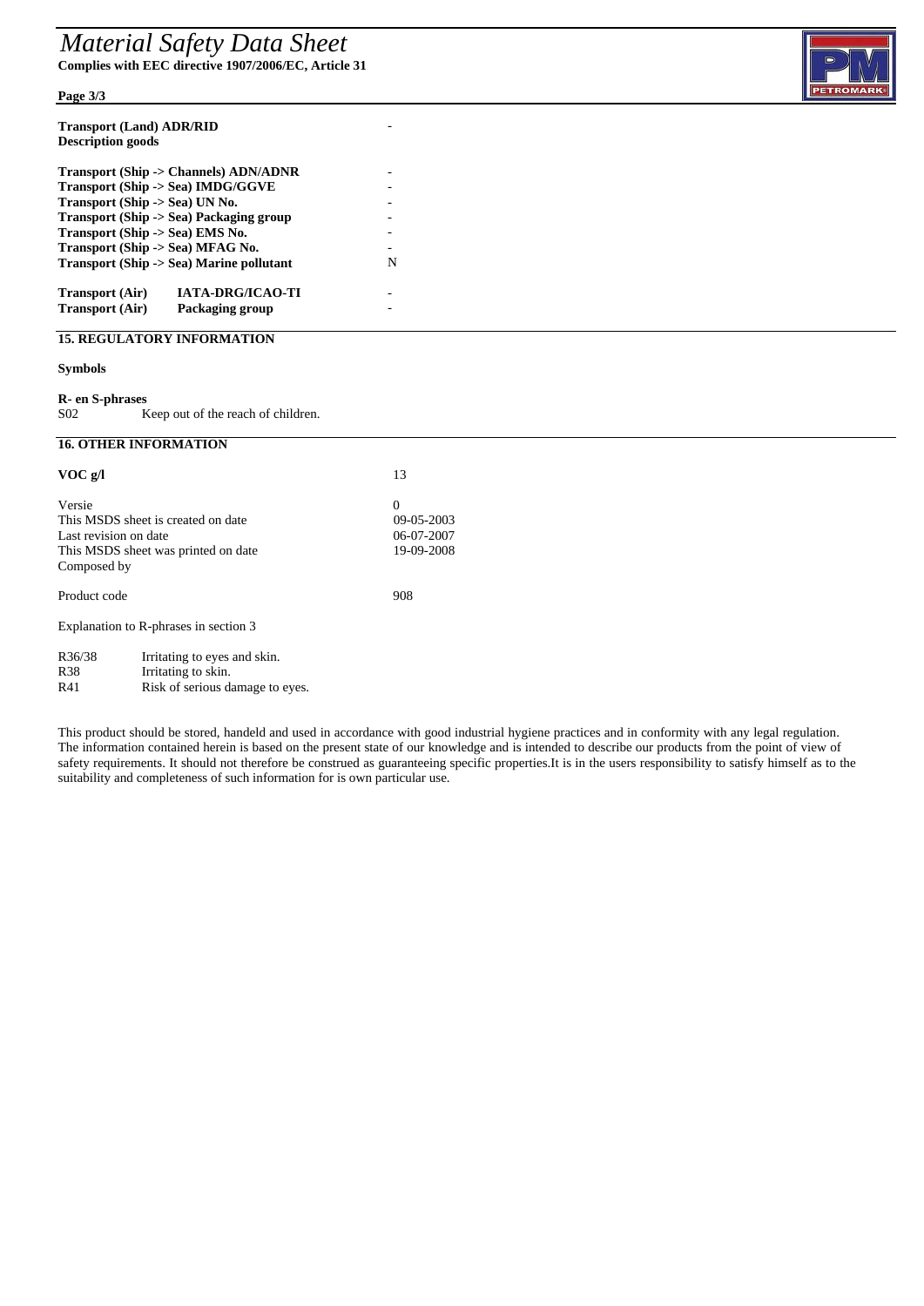| | |
|---|---|
| **Transport (Land) ADR/RID** | - |
| **Description goods** | |

| | |
|---|---|
| **Transport (Ship -> Channels) ADN/ADNR** | - |
| **Transport (Ship -> Sea) IMDG/GGVE** | - |
| **Transport (Ship -> Sea) UN No.** | - |
| **Transport (Ship -> Sea) Packaging group** | - |
| **Transport (Ship -> Sea) EMS No.** | - |
| **Transport (Ship -> Sea) MFAG No.** | - |
| **Transport (Ship -> Sea) Marine pollutant** | N |

| | | |
|---|---|---|
| **Transport (Air)** | **IATA-DRG/ICAO-TI** | - |
| **Transport (Air)** | **Packaging group** | - |

## 15. REGULATORY INFORMATION

**Symbols**

**R- en S-phrases**

S02 Keep out of the reach of children.

## 16. OTHER INFORMATION

| | |
|---|---|
| **VOC g/l** | 13 |

| | |
|---|---|
| Versie | 0 |
| This MSDS sheet is created on date | 09-05-2003 |
| Last revision on date | 06-07-2007 |
| This MSDS sheet was printed on date | 19-09-2008 |
| Composed by | |

| | |
|---|---|
| Product code | 908 |

Explanation to R-phrases in section 3

| | |
|---|---|
| R36/38 | Irritating to eyes and skin. |
| R38 | Irritating to skin. |
| R41 | Risk of serious damage to eyes. |

This product should be stored, handeld and used in accordance with good industrial hygiene practices and in conformity with any legal regulation. The information contained herein is based on the present state of our knowledge and is intended to describe our products from the point of view of safety requirements. It should not therefore be construed as guaranteeing specific properties.It is in the users responsibility to satisfy himself as to the suitability and completeness of such information for is own particular use.